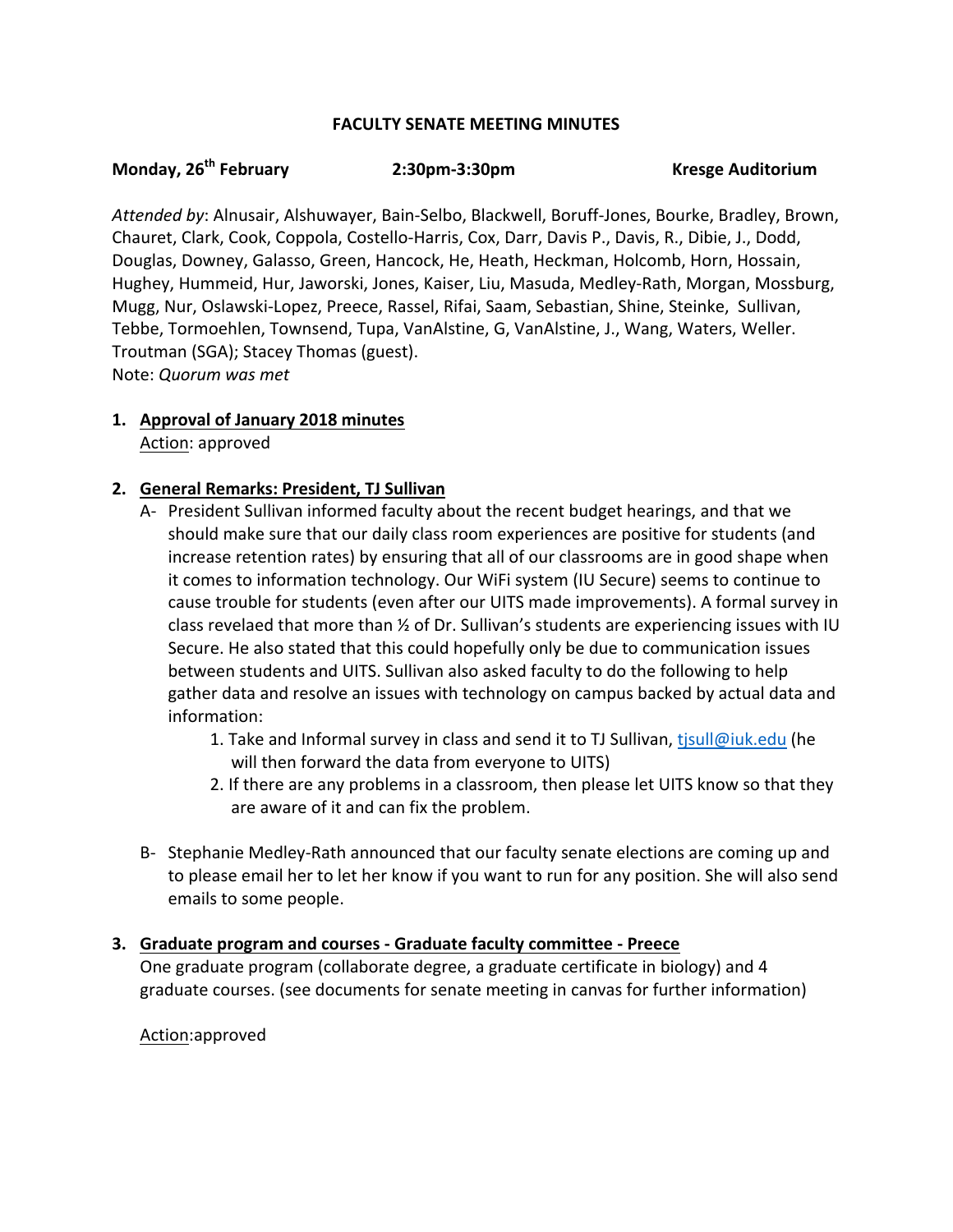**FACULTY SENATE MEETING MINUTES**

**Monday, 26th February** **2:30pm-3:30pm** **Kresge Auditorium**

*Attended by*: Alnusair, Alshuwayer, Bain-Selbo, Blackwell, Boruff-Jones, Bourke, Bradley, Brown, Chauret, Clark, Cook, Coppola, Costello-Harris, Cox, Darr, Davis P., Davis, R., Dibie, J., Dodd, Douglas, Downey, Galasso, Green, Hancock, He, Heath, Heckman, Holcomb, Horn, Hossain, Hughey, Hummeid, Hur, Jaworski, Jones, Kaiser, Liu, Masuda, Medley-Rath, Morgan, Mossburg, Mugg, Nur, Oslawski-Lopez, Preece, Rassel, Rifai, Saam, Sebastian, Shine, Steinke, Sullivan, Tebbe, Tormoehlen, Townsend, Tupa, VanAlstine, G, VanAlstine, J., Wang, Waters, Weller. Troutman (SGA); Stacey Thomas (guest).

Note: *Quorum was met*

1. **Approval of January 2018 minutes**

   Action: approved

2. **General Remarks: President, TJ Sullivan**

   A- President Sullivan informed faculty about the recent budget hearings, and that we should make sure that our daily class room experiences are positive for students (and increase retention rates) by ensuring that all of our classrooms are in good shape when it comes to information technology. Our WiFi system (IU Secure) seems to continue to cause trouble for students (even after our UITS made improvements). A formal survey in class revelaed that more than ½ of Dr. Sullivan's students are experiencing issues with IU Secure. He also stated that this could hopefully only be due to communication issues between students and UITS. Sullivan also asked faculty to do the following to help gather data and resolve an issues with technology on campus backed by actual data and information:

   1. Take and Informal survey in class and send it to TJ Sullivan, tjsull@iuk.edu (he will then forward the data from everyone to UITS)
   2. If there are any problems in a classroom, then please let UITS know so that they are aware of it and can fix the problem.

   B- Stephanie Medley-Rath announced that our faculty senate elections are coming up and to please email her to let her know if you want to run for any position. She will also send emails to some people.

3. **Graduate program and courses - Graduate faculty committee - Preece**

   One graduate program (collaborate degree, a graduate certificate in biology) and 4 graduate courses. (see documents for senate meeting in canvas for further information)

   Action:approved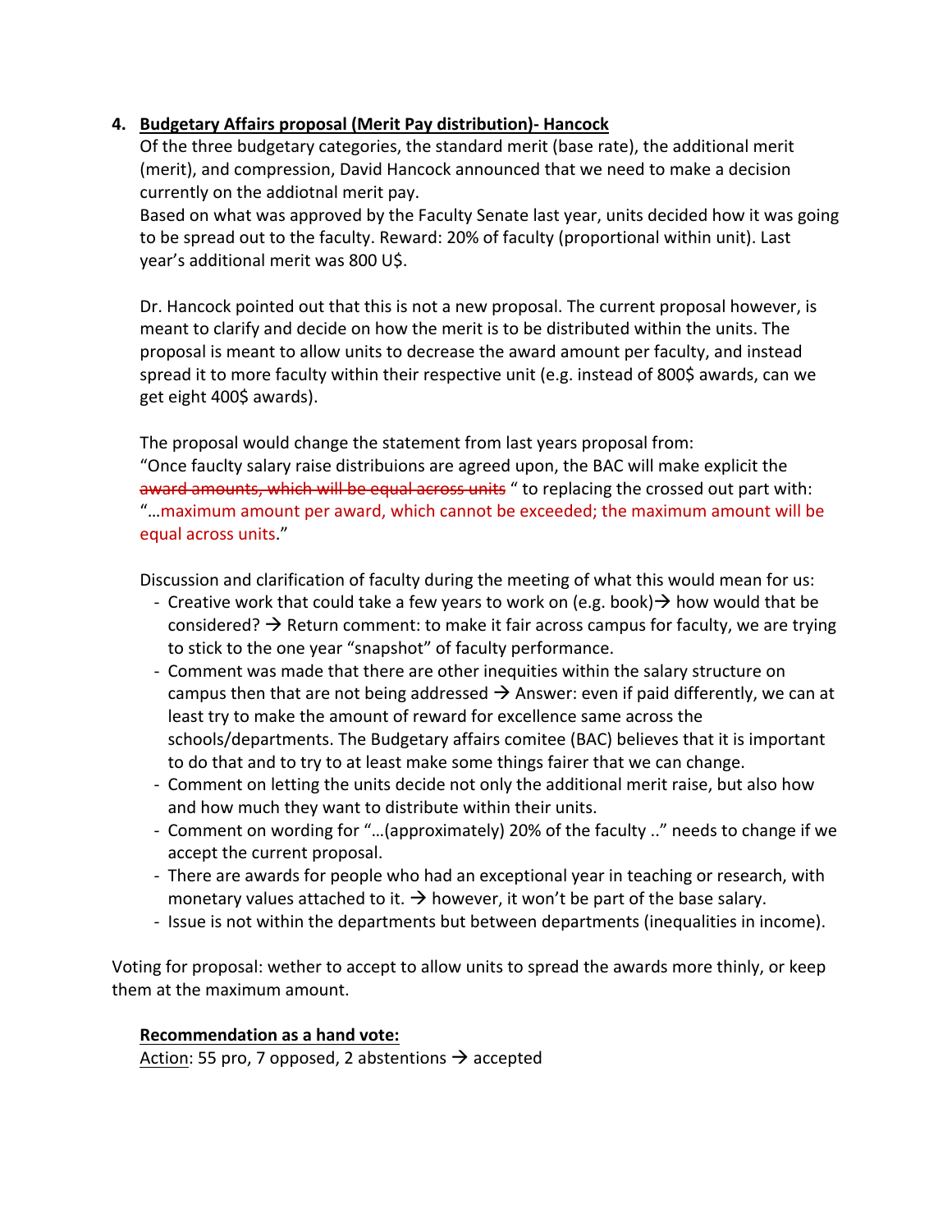4. **<u>Budgetary Affairs proposal (Merit Pay distribution)- Hancock</u>**

Of the three budgetary categories, the standard merit (base rate), the additional merit (merit), and compression, David Hancock announced that we need to make a decision currently on the addiotnal merit pay.

Based on what was approved by the Faculty Senate last year, units decided how it was going to be spread out to the faculty. Reward: 20% of faculty (proportional within unit). Last year's additional merit was 800 U$.

Dr. Hancock pointed out that this is not a new proposal. The current proposal however, is meant to clarify and decide on how the merit is to be distributed within the units. The proposal is meant to allow units to decrease the award amount per faculty, and instead spread it to more faculty within their respective unit (e.g. instead of 800$ awards, can we get eight 400$ awards).

The proposal would change the statement from last years proposal from:
"Once fauclty salary raise distribuions are agreed upon, the BAC will make explicit the ~~award amounts, which will be equal across units~~ " to replacing the crossed out part with: "…maximum amount per award, which cannot be exceeded; the maximum amount will be equal across units."

Discussion and clarification of faculty during the meeting of what this would mean for us:

- Creative work that could take a few years to work on (e.g. book)→ how would that be considered? → Return comment: to make it fair across campus for faculty, we are trying to stick to the one year "snapshot" of faculty performance.
- Comment was made that there are other inequities within the salary structure on campus then that are not being addressed → Answer: even if paid differently, we can at least try to make the amount of reward for excellence same across the schools/departments. The Budgetary affairs comitee (BAC) believes that it is important to do that and to try to at least make some things fairer that we can change.
- Comment on letting the units decide not only the additional merit raise, but also how and how much they want to distribute within their units.
- Comment on wording for "…(approximately) 20% of the faculty .." needs to change if we accept the current proposal.
- There are awards for people who had an exceptional year in teaching or research, with monetary values attached to it. → however, it won't be part of the base salary.
- Issue is not within the departments but between departments (inequalities in income).

Voting for proposal: wether to accept to allow units to spread the awards more thinly, or keep them at the maximum amount.

**<u>Recommendation as a hand vote:</u>**

<u>Action</u>: 55 pro, 7 opposed, 2 abstentions → accepted